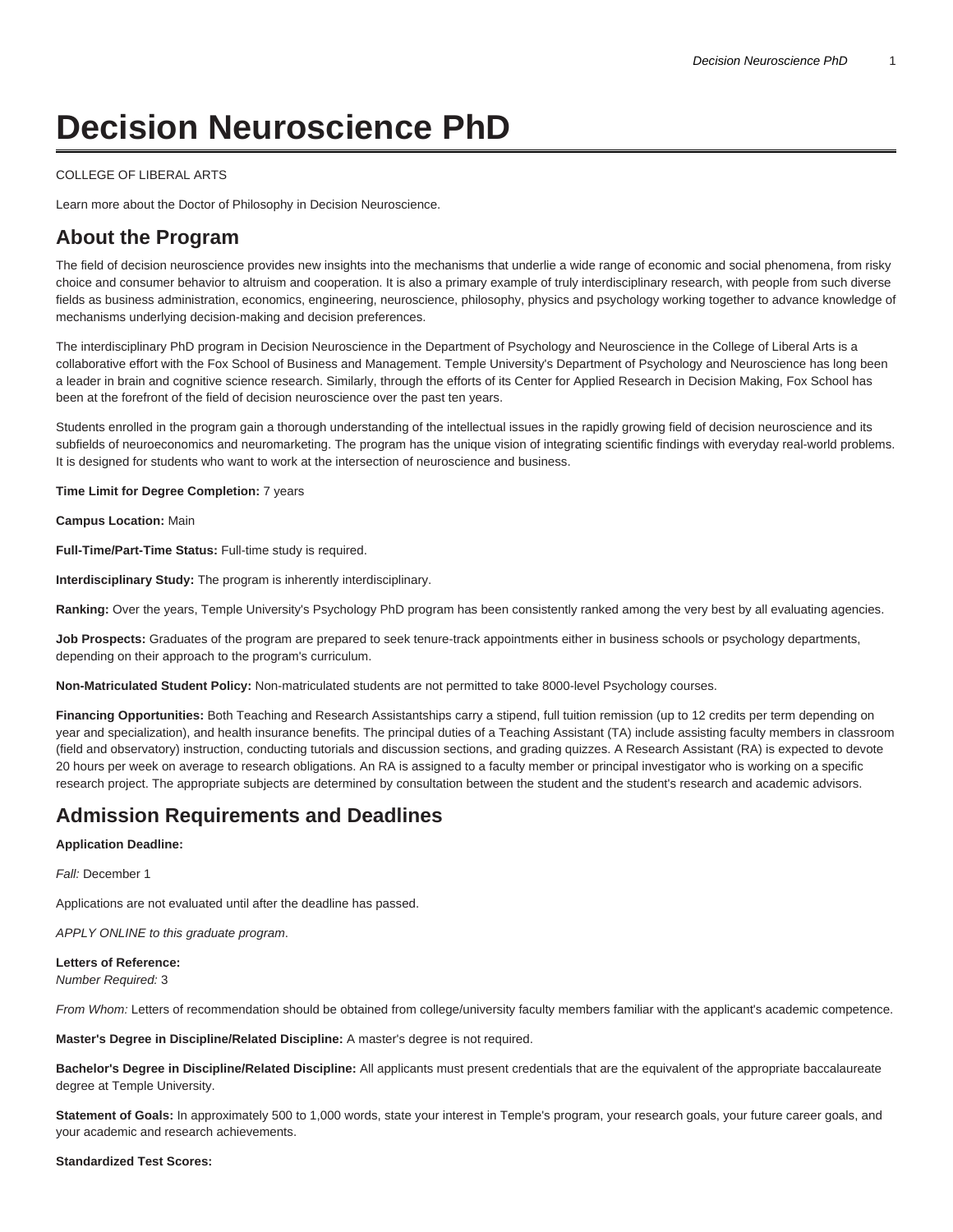# Decision Neuroscience PhD

COLLEGE OF LIBERAL ARTS

Learn more about the Doctor of Philosophy in Decision Neuroscience.

## About the Program

The field of decision neuroscience provides new insights into the mechanisms that underlie a wide range of economic and social phenomena, from risky choice and consumer behavior to altruism and cooperation. It is also a primary example of truly interdisciplinary research, with people from such diverse fields as business administration, economics, engineering, neuroscience, philosophy, physics and psychology working together to advance knowledge of mechanisms underlying decision-making and decision preferences.

The interdisciplinary PhD program in Decision Neuroscience in the Department of Psychology and Neuroscience in the College of Liberal Arts is a collaborative effort with the Fox School of Business and Management. Temple University's Department of Psychology and Neuroscience has long been a leader in brain and cognitive science research. Similarly, through the efforts of its Center for Applied Research in Decision Making, Fox School has been at the forefront of the field of decision neuroscience over the past ten years.

Students enrolled in the program gain a thorough understanding of the intellectual issues in the rapidly growing field of decision neuroscience and its subfields of neuroeconomics and neuromarketing. The program has the unique vision of integrating scientific findings with everyday real-world problems. It is designed for students who want to work at the intersection of neuroscience and business.

**Time Limit for Degree Completion:** 7 years

**Campus Location:** Main

**Full-Time/Part-Time Status:** Full-time study is required.

**Interdisciplinary Study:** The program is inherently interdisciplinary.

**Ranking:** Over the years, Temple University's Psychology PhD program has been consistently ranked among the very best by all evaluating agencies.

**Job Prospects:** Graduates of the program are prepared to seek tenure-track appointments either in business schools or psychology departments, depending on their approach to the program's curriculum.

**Non-Matriculated Student Policy:** Non-matriculated students are not permitted to take 8000-level Psychology courses.

**Financing Opportunities:** Both Teaching and Research Assistantships carry a stipend, full tuition remission (up to 12 credits per term depending on year and specialization), and health insurance benefits. The principal duties of a Teaching Assistant (TA) include assisting faculty members in classroom (field and observatory) instruction, conducting tutorials and discussion sections, and grading quizzes. A Research Assistant (RA) is expected to devote 20 hours per week on average to research obligations. An RA is assigned to a faculty member or principal investigator who is working on a specific research project. The appropriate subjects are determined by consultation between the student and the student's research and academic advisors.

## Admission Requirements and Deadlines

**Application Deadline:**

*Fall:* December 1

Applications are not evaluated until after the deadline has passed.

*APPLY ONLINE to this graduate program*.

**Letters of Reference:**
*Number Required:* 3

*From Whom:* Letters of recommendation should be obtained from college/university faculty members familiar with the applicant's academic competence.

**Master's Degree in Discipline/Related Discipline:** A master's degree is not required.

**Bachelor's Degree in Discipline/Related Discipline:** All applicants must present credentials that are the equivalent of the appropriate baccalaureate degree at Temple University.

**Statement of Goals:** In approximately 500 to 1,000 words, state your interest in Temple's program, your research goals, your future career goals, and your academic and research achievements.

**Standardized Test Scores:**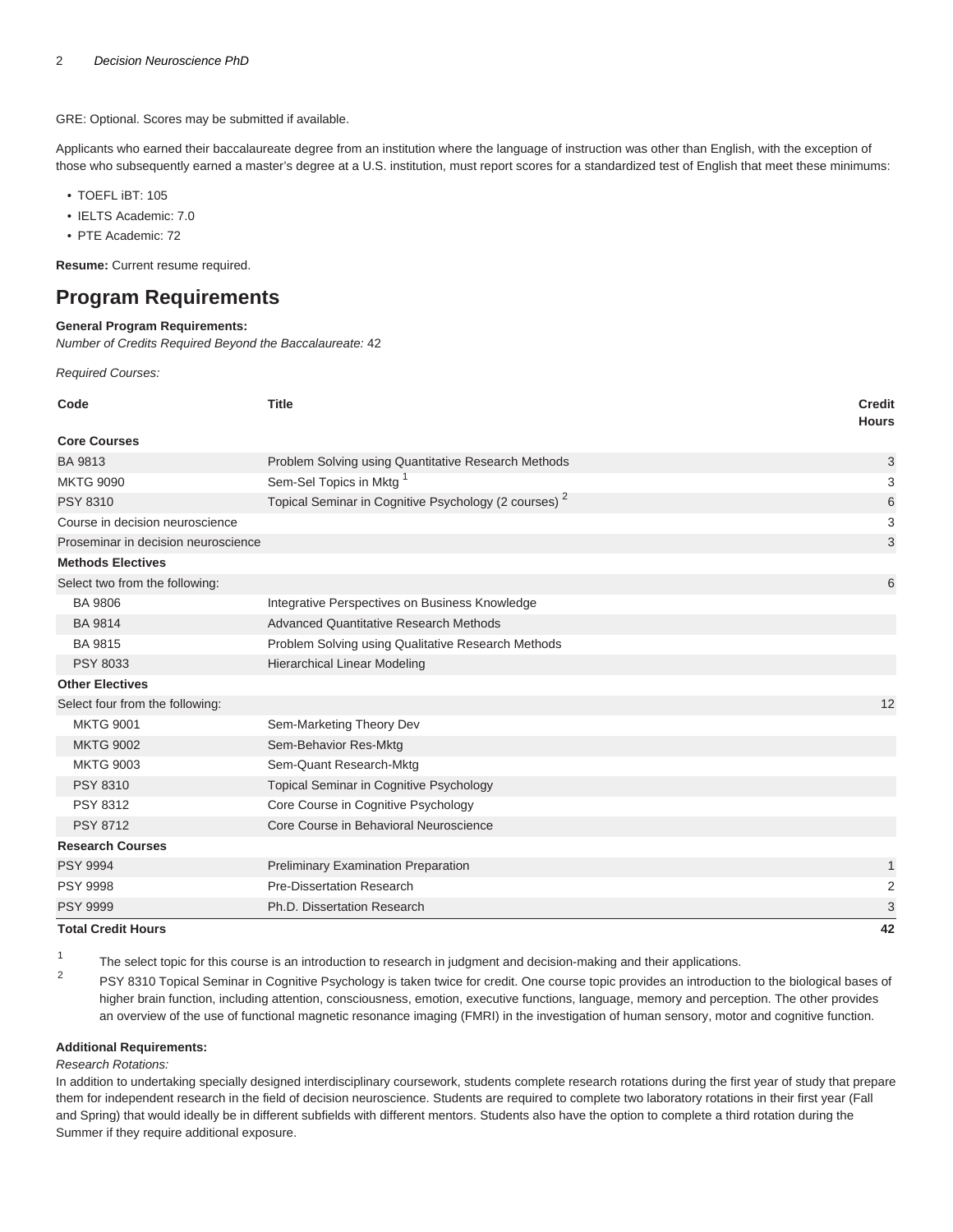GRE: Optional. Scores may be submitted if available.

Applicants who earned their baccalaureate degree from an institution where the language of instruction was other than English, with the exception of those who subsequently earned a master's degree at a U.S. institution, must report scores for a standardized test of English that meet these minimums:

- TOEFL iBT: 105
- IELTS Academic: 7.0
- PTE Academic: 72

**Resume:** Current resume required.

## Program Requirements

**General Program Requirements:**
*Number of Credits Required Beyond the Baccalaureate:* 42

*Required Courses:*

| Code | Title | Credit Hours |
|---|---|---|
| **Core Courses** | | |
| BA 9813 | Problem Solving using Quantitative Research Methods | 3 |
| MKTG 9090 | Sem-Sel Topics in Mktg [1] | 3 |
| PSY 8310 | Topical Seminar in Cognitive Psychology (2 courses) [2] | 6 |
| Course in decision neuroscience | | 3 |
| Proseminar in decision neuroscience | | 3 |
| **Methods Electives** | | |
| Select two from the following: | | 6 |
| BA 9806 | Integrative Perspectives on Business Knowledge | |
| BA 9814 | Advanced Quantitative Research Methods | |
| BA 9815 | Problem Solving using Qualitative Research Methods | |
| PSY 8033 | Hierarchical Linear Modeling | |
| **Other Electives** | | |
| Select four from the following: | | 12 |
| MKTG 9001 | Sem-Marketing Theory Dev | |
| MKTG 9002 | Sem-Behavior Res-Mktg | |
| MKTG 9003 | Sem-Quant Research-Mktg | |
| PSY 8310 | Topical Seminar in Cognitive Psychology | |
| PSY 8312 | Core Course in Cognitive Psychology | |
| PSY 8712 | Core Course in Behavioral Neuroscience | |
| **Research Courses** | | |
| PSY 9994 | Preliminary Examination Preparation | 1 |
| PSY 9998 | Pre-Dissertation Research | 2 |
| PSY 9999 | Ph.D. Dissertation Research | 3 |
| **Total Credit Hours** | | **42** |

1. The select topic for this course is an introduction to research in judgment and decision-making and their applications.
2. PSY 8310 Topical Seminar in Cognitive Psychology is taken twice for credit. One course topic provides an introduction to the biological bases of higher brain function, including attention, consciousness, emotion, executive functions, language, memory and perception. The other provides an overview of the use of functional magnetic resonance imaging (FMRI) in the investigation of human sensory, motor and cognitive function.

**Additional Requirements:**
*Research Rotations:*
In addition to undertaking specially designed interdisciplinary coursework, students complete research rotations during the first year of study that prepare them for independent research in the field of decision neuroscience. Students are required to complete two laboratory rotations in their first year (Fall and Spring) that would ideally be in different subfields with different mentors. Students also have the option to complete a third rotation during the Summer if they require additional exposure.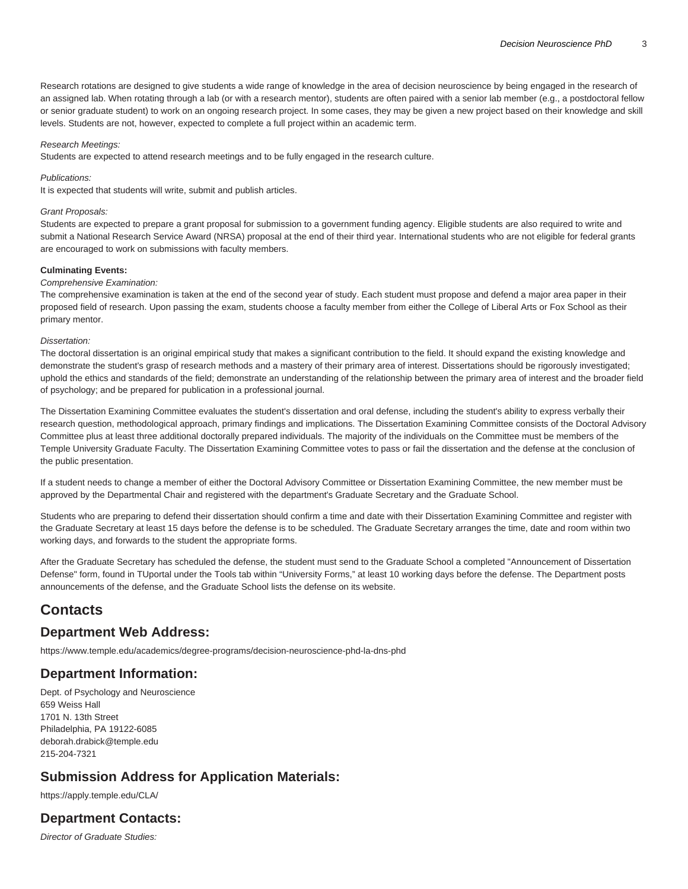Research rotations are designed to give students a wide range of knowledge in the area of decision neuroscience by being engaged in the research of an assigned lab. When rotating through a lab (or with a research mentor), students are often paired with a senior lab member (e.g., a postdoctoral fellow or senior graduate student) to work on an ongoing research project. In some cases, they may be given a new project based on their knowledge and skill levels. Students are not, however, expected to complete a full project within an academic term.

*Research Meetings:*
Students are expected to attend research meetings and to be fully engaged in the research culture.

*Publications:*
It is expected that students will write, submit and publish articles.

*Grant Proposals:*
Students are expected to prepare a grant proposal for submission to a government funding agency. Eligible students are also required to write and submit a National Research Service Award (NRSA) proposal at the end of their third year. International students who are not eligible for federal grants are encouraged to work on submissions with faculty members.

**Culminating Events:**

*Comprehensive Examination:*
The comprehensive examination is taken at the end of the second year of study. Each student must propose and defend a major area paper in their proposed field of research. Upon passing the exam, students choose a faculty member from either the College of Liberal Arts or Fox School as their primary mentor.

*Dissertation:*
The doctoral dissertation is an original empirical study that makes a significant contribution to the field. It should expand the existing knowledge and demonstrate the student's grasp of research methods and a mastery of their primary area of interest. Dissertations should be rigorously investigated; uphold the ethics and standards of the field; demonstrate an understanding of the relationship between the primary area of interest and the broader field of psychology; and be prepared for publication in a professional journal.

The Dissertation Examining Committee evaluates the student's dissertation and oral defense, including the student's ability to express verbally their research question, methodological approach, primary findings and implications. The Dissertation Examining Committee consists of the Doctoral Advisory Committee plus at least three additional doctorally prepared individuals. The majority of the individuals on the Committee must be members of the Temple University Graduate Faculty. The Dissertation Examining Committee votes to pass or fail the dissertation and the defense at the conclusion of the public presentation.

If a student needs to change a member of either the Doctoral Advisory Committee or Dissertation Examining Committee, the new member must be approved by the Departmental Chair and registered with the department's Graduate Secretary and the Graduate School.

Students who are preparing to defend their dissertation should confirm a time and date with their Dissertation Examining Committee and register with the Graduate Secretary at least 15 days before the defense is to be scheduled. The Graduate Secretary arranges the time, date and room within two working days, and forwards to the student the appropriate forms.

After the Graduate Secretary has scheduled the defense, the student must send to the Graduate School a completed "Announcement of Dissertation Defense" form, found in TUportal under the Tools tab within "University Forms," at least 10 working days before the defense. The Department posts announcements of the defense, and the Graduate School lists the defense on its website.

# Contacts

## Department Web Address:

https://www.temple.edu/academics/degree-programs/decision-neuroscience-phd-la-dns-phd

## Department Information:

Dept. of Psychology and Neuroscience
659 Weiss Hall
1701 N. 13th Street
Philadelphia, PA 19122-6085
deborah.drabick@temple.edu
215-204-7321

## Submission Address for Application Materials:

https://apply.temple.edu/CLA/

## Department Contacts:

*Director of Graduate Studies:*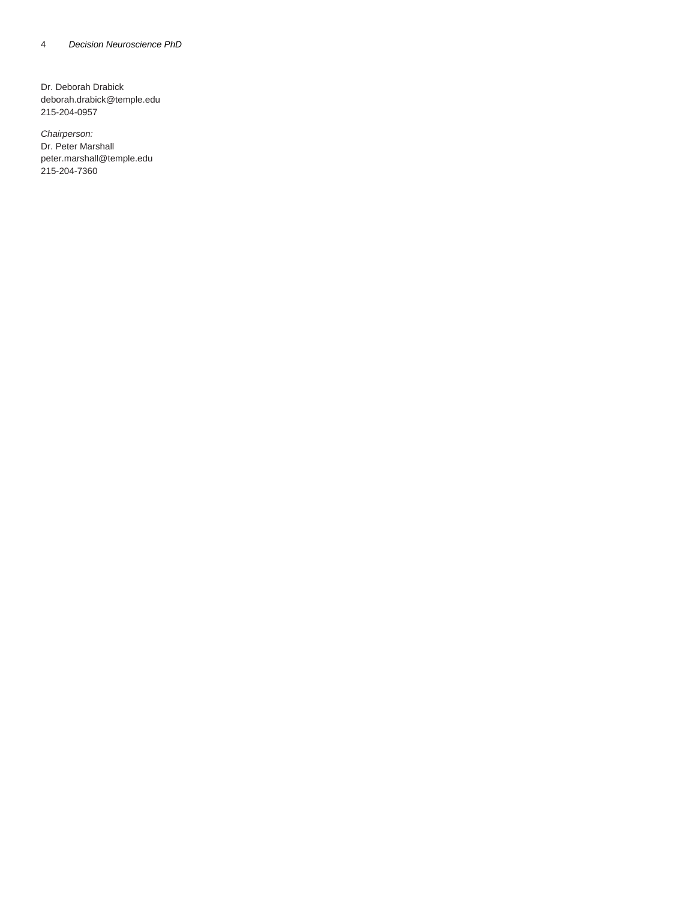Dr. Deborah Drabick
deborah.drabick@temple.edu
215-204-0957

*Chairperson:*
Dr. Peter Marshall
peter.marshall@temple.edu
215-204-7360